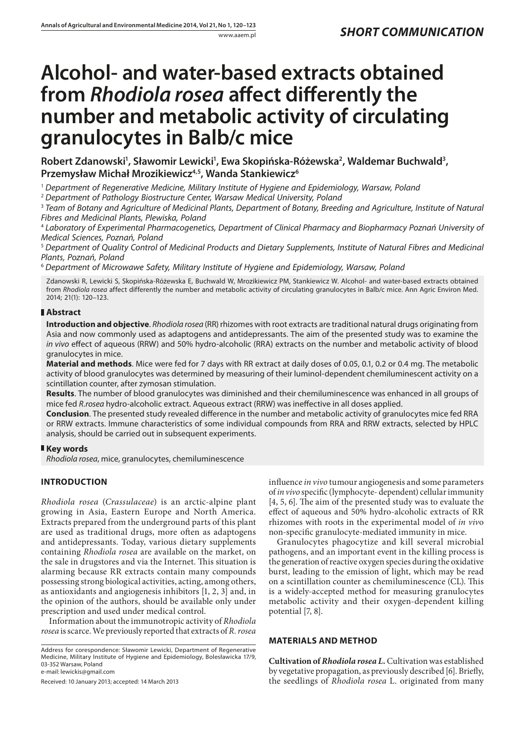*SHORT COMMUNICATION*

# Alcohol- and water-based extracts obtained from *Rhodiola rosea* affect differently the number and metabolic activity of circulating granulocytes in Balb/c mice

**Robert Zdanowski[1], Sławomir Lewicki[1], Ewa Skopińska-Różewska[2], Waldemar Buchwald[3], Przemysław Michał Mrozikiewicz[4,5], Wanda Stankiewicz[6]**

[1] *Department of Regenerative Medicine, Military Institute of Hygiene and Epidemiology, Warsaw, Poland*
[2] *Department of Pathology Biostructure Center, Warsaw Medical University, Poland*
[3] *Team of Botany and Agriculture of Medicinal Plants, Department of Botany, Breeding and Agriculture, Institute of Natural Fibres and Medicinal Plants, Plewiska, Poland*
[4] *Laboratory of Experimental Pharmacogenetics, Department of Clinical Pharmacy and Biopharmacy Poznań University of Medical Sciences, Poznań, Poland*
[5] *Department of Quality Control of Medicinal Products and Dietary Supplements, Institute of Natural Fibres and Medicinal Plants, Poznań, Poland*
[6] *Department of Microwawe Safety, Military Institute of Hygiene and Epidemiology, Warsaw, Poland*

Zdanowski R, Lewicki S, Skopińska-Różewska E, Buchwald W, Mrozikiewicz PM, Stankiewicz W. Alcohol- and water-based extracts obtained from *Rhodiola rosea* affect differently the number and metabolic activity of circulating granulocytes in Balb/c mice. Ann Agric Environ Med. 2014; 21(1): 120–123.

## Abstract

**Introduction and objective**. *Rhodiola rosea* (RR) rhizomes with root extracts are traditional natural drugs originating from Asia and now commonly used as adaptogens and antidepressants. The aim of the presented study was to examine the *in vivo* effect of aqueous (RRW) and 50% hydro-alcoholic (RRA) extracts on the number and metabolic activity of blood granulocytes in mice.

**Material and methods**. Mice were fed for 7 days with RR extract at daily doses of 0.05, 0.1, 0.2 or 0.4 mg. The metabolic activity of blood granulocytes was determined by measuring of their luminol-dependent chemiluminescent activity on a scintillation counter, after zymosan stimulation.

**Results**. The number of blood granulocytes was diminished and their chemiluminescence was enhanced in all groups of mice fed *R.rosea* hydro-alcoholic extract. Aqueous extract (RRW) was ineffective in all doses applied.

**Conclusion**. The presented study revealed difference in the number and metabolic activity of granulocytes mice fed RRA or RRW extracts. Immune characteristics of some individual compounds from RRA and RRW extracts, selected by HPLC analysis, should be carried out in subsequent experiments.

## Key words

*Rhodiola rosea*, mice, granulocytes, chemiluminescence

## INTRODUCTION

*Rhodiola rosea* (*Crassulaceae*) is an arctic-alpine plant growing in Asia, Eastern Europe and North America. Extracts prepared from the underground parts of this plant are used as traditional drugs, more often as adaptogens and antidepressants. Today, various dietary supplements containing *Rhodiola rosea* are available on the market, on the sale in drugstores and via the Internet. This situation is alarming because RR extracts contain many compounds possessing strong biological activities, acting, among others, as antioxidants and angiogenesis inhibitors [1, 2, 3] and, in the opinion of the authors, should be available only under prescription and used under medical control.

Information about the immunotropic activity of *Rhodiola rosea* is scarce. We previously reported that extracts of *R. rosea* influence *in vivo* tumour angiogenesis and some parameters of *in vivo* specific (lymphocyte- dependent) cellular immunity [4, 5, 6]. The aim of the presented study was to evaluate the effect of aqueous and 50% hydro-alcoholic extracts of RR rhizomes with roots in the experimental model of *in vivo* non-specific granulocyte-mediated immunity in mice.

Granulocytes phagocytize and kill several microbial pathogens, and an important event in the killing process is the generation of reactive oxygen species during the oxidative burst, leading to the emission of light, which may be read on a scintillation counter as chemiluminescence (CL). This is a widely-accepted method for measuring granulocytes metabolic activity and their oxygen-dependent killing potential [7, 8].

Address for corespondence: Sławomir Lewicki, Department of Regenerative Medicine, Military Institute of Hygiene and Epidemiology, Bolesławicka 17/9, 03-352 Warsaw, Poland
e-mail: lewickis@gmail.com

Received: 10 January 2013; accepted: 14 March 2013

## MATERIALS AND METHOD

**Cultivation of *Rhodiola rosea L.*** Cultivation was established by vegetative propagation, as previously described [6]. Briefly, the seedlings of *Rhodiola rosea* L. originated from many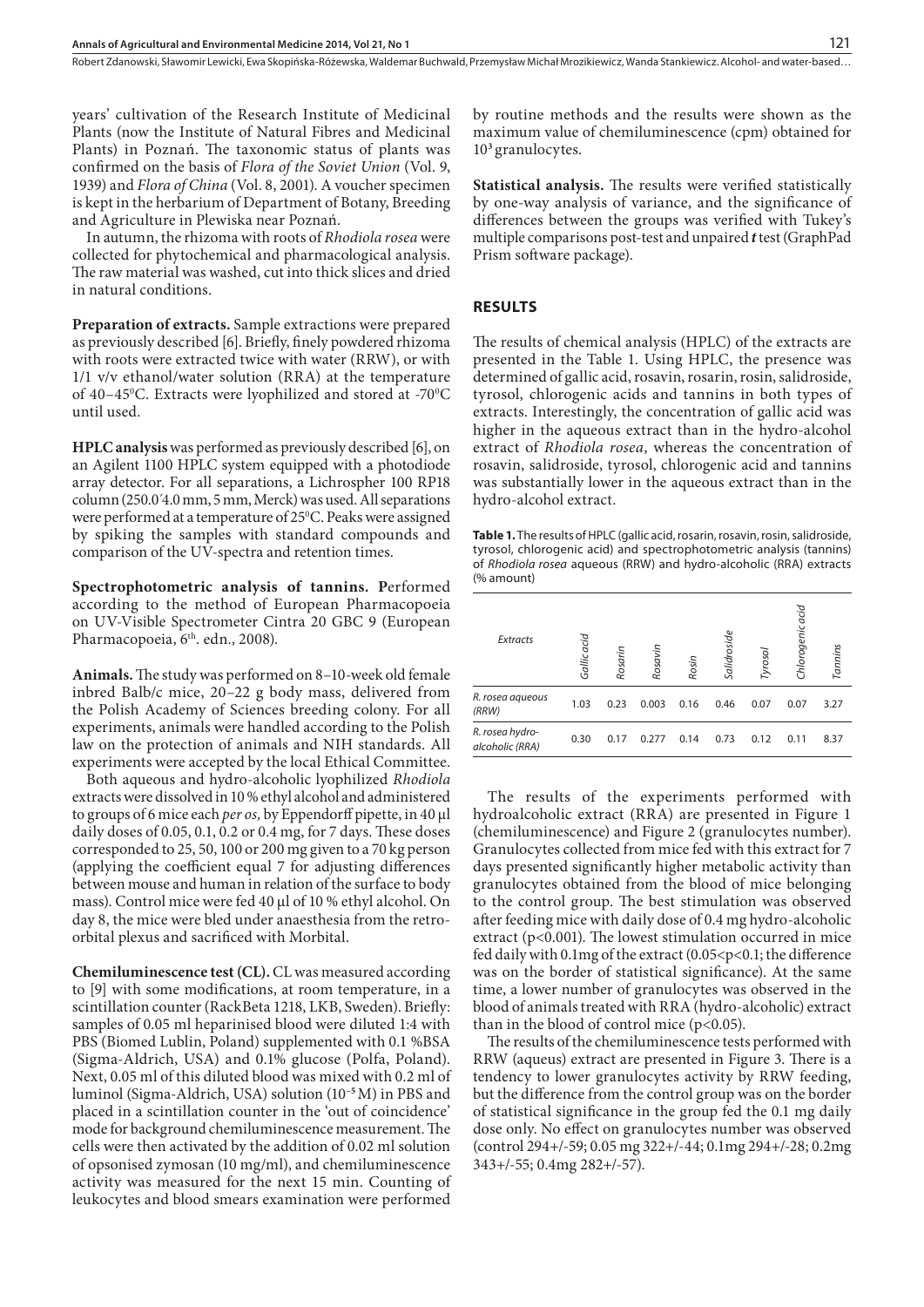years' cultivation of the Research Institute of Medicinal Plants (now the Institute of Natural Fibres and Medicinal Plants) in Poznań. The taxonomic status of plants was confirmed on the basis of *Flora of the Soviet Union* (Vol. 9, 1939) and *Flora of China* (Vol. 8, 2001). A voucher specimen is kept in the herbarium of Department of Botany, Breeding and Agriculture in Plewiska near Poznań.

In autumn, the rhizoma with roots of *Rhodiola rosea* were collected for phytochemical and pharmacological analysis. The raw material was washed, cut into thick slices and dried in natural conditions.

**Preparation of extracts.** Sample extractions were prepared as previously described [6]. Briefly, finely powdered rhizoma with roots were extracted twice with water (RRW), or with 1/1 v/v ethanol/water solution (RRA) at the temperature of 40–45$^0$C. Extracts were lyophilized and stored at -70$^0$C until used.

**HPLC analysis** was performed as previously described [6], on an Agilent 1100 HPLC system equipped with a photodiode array detector. For all separations, a Lichrospher 100 RP18 column (250.0′4.0 mm, 5 mm, Merck) was used. All separations were performed at a temperature of 25$^0$C. Peaks were assigned by spiking the samples with standard compounds and comparison of the UV-spectra and retention times.

**Spectrophotometric analysis of tannins. P**erformed according to the method of European Pharmacopoeia on UV-Visible Spectrometer Cintra 20 GBC 9 (European Pharmacopoeia, 6$^{th}$. edn., 2008).

**Animals.** The study was performed on 8–10-week old female inbred Balb/c mice, 20–22 g body mass, delivered from the Polish Academy of Sciences breeding colony. For all experiments, animals were handled according to the Polish law on the protection of animals and NIH standards. All experiments were accepted by the local Ethical Committee.

Both aqueous and hydro-alcoholic lyophilized *Rhodiola* extracts were dissolved in 10 % ethyl alcohol and administered to groups of 6 mice each *per os,* by Eppendorff pipette, in 40 µl daily doses of 0.05, 0.1, 0.2 or 0.4 mg, for 7 days. These doses corresponded to 25, 50, 100 or 200 mg given to a 70 kg person (applying the coefficient equal 7 for adjusting differences between mouse and human in relation of the surface to body mass). Control mice were fed 40 µl of 10 % ethyl alcohol. On day 8, the mice were bled under anaesthesia from the retro-orbital plexus and sacrificed with Morbital.

**Chemiluminescence test (CL).** CL was measured according to [9] with some modifications, at room temperature, in a scintillation counter (RackBeta 1218, LKB, Sweden). Briefly: samples of 0.05 ml heparinised blood were diluted 1:4 with PBS (Biomed Lublin, Poland) supplemented with 0.1 %BSA (Sigma-Aldrich, USA) and 0.1% glucose (Polfa, Poland). Next, 0.05 ml of this diluted blood was mixed with 0.2 ml of luminol (Sigma-Aldrich, USA) solution ($10^{-5}$ M) in PBS and placed in a scintillation counter in the 'out of coincidence' mode for background chemiluminescence measurement. The cells were then activated by the addition of 0.02 ml solution of opsonised zymosan (10 mg/ml), and chemiluminescence activity was measured for the next 15 min. Counting of leukocytes and blood smears examination were performed by routine methods and the results were shown as the maximum value of chemiluminescence (cpm) obtained for $10^3$ granulocytes.

**Statistical analysis.** The results were verified statistically by one-way analysis of variance, and the significance of differences between the groups was verified with Tukey's multiple comparisons post-test and unpaired ***t*** test (GraphPad Prism software package).

## RESULTS

The results of chemical analysis (HPLC) of the extracts are presented in the Table 1. Using HPLC, the presence was determined of gallic acid, rosavin, rosarin, rosin, salidroside, tyrosol, chlorogenic acids and tannins in both types of extracts. Interestingly, the concentration of gallic acid was higher in the aqueous extract than in the hydro-alcohol extract of *Rhodiola rosea*, whereas the concentration of rosavin, salidroside, tyrosol, chlorogenic acid and tannins was substantially lower in the aqueous extract than in the hydro-alcohol extract.

**Table 1.** The results of HPLC (gallic acid, rosarin, rosavin, rosin, salidroside, tyrosol, chlorogenic acid) and spectrophotometric analysis (tannins) of *Rhodiola rosea* aqueous (RRW) and hydro-alcoholic (RRA) extracts (% amount)

| *Extracts* | *Gallic acid* | *Rosarin* | *Rosavin* | *Rosin* | *Salidroside* | *Tyrosol* | *Chlorogenic acid* | *Tannins* |
|---|---|---|---|---|---|---|---|---|
| *R. rosea aqueous (RRW)* | 1.03 | 0.23 | 0.003 | 0.16 | 0.46 | 0.07 | 0.07 | 3.27 |
| *R. rosea hydro-alcoholic (RRA)* | 0.30 | 0.17 | 0.277 | 0.14 | 0.73 | 0.12 | 0.11 | 8.37 |

The results of the experiments performed with hydroalcoholic extract (RRA) are presented in Figure 1 (chemiluminescence) and Figure 2 (granulocytes number). Granulocytes collected from mice fed with this extract for 7 days presented significantly higher metabolic activity than granulocytes obtained from the blood of mice belonging to the control group. The best stimulation was observed after feeding mice with daily dose of 0.4 mg hydro-alcoholic extract ($p<0.001$). The lowest stimulation occurred in mice fed daily with 0.1mg of the extract ($0.05<p<0.1$; the difference was on the border of statistical significance). At the same time, a lower number of granulocytes was observed in the blood of animals treated with RRA (hydro-alcoholic) extract than in the blood of control mice ($p<0.05$).

The results of the chemiluminescence tests performed with RRW (aqueus) extract are presented in Figure 3. There is a tendency to lower granulocytes activity by RRW feeding, but the difference from the control group was on the border of statistical significance in the group fed the 0.1 mg daily dose only. No effect on granulocytes number was observed (control 294+/-59; 0.05 mg 322+/-44; 0.1mg 294+/-28; 0.2mg 343+/-55; 0.4mg 282+/-57).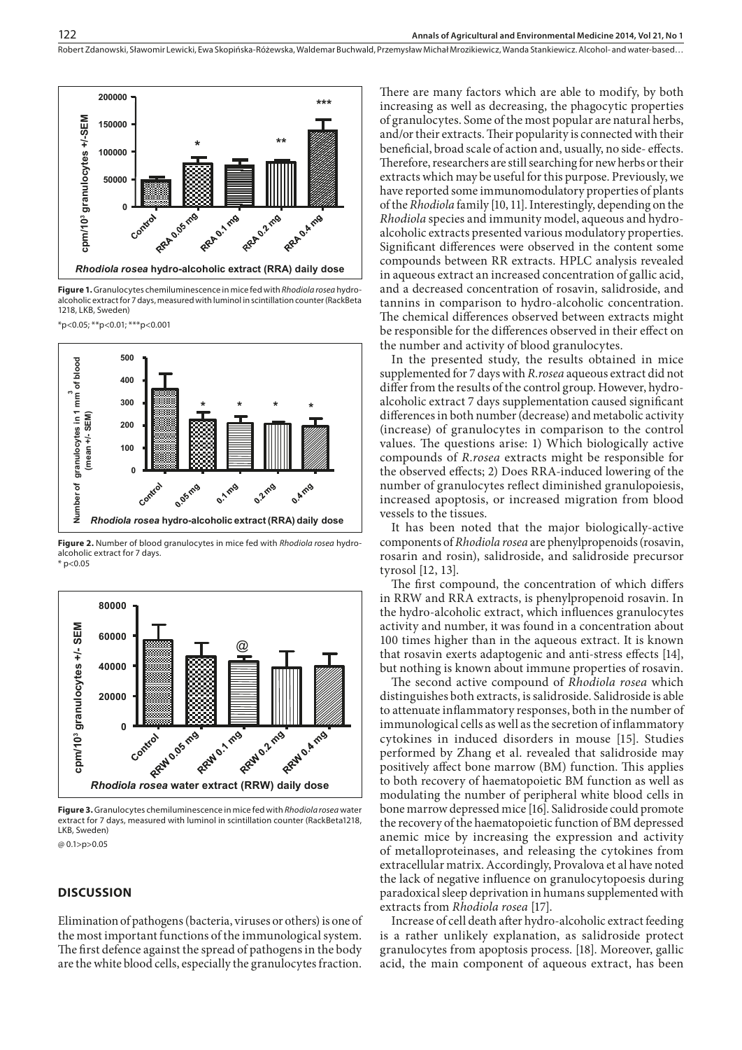**Figure 1.** Granulocytes chemiluminescence in mice fed with *Rhodiola rosea* hydro-alcoholic extract for 7 days, measured with luminol in scintillation counter (RackBeta 1218, LKB, Sweden)

\*p<0.05; \*\*p<0.01; \*\*\*p<0.001

**Figure 2.** Number of blood granulocytes in mice fed with *Rhodiola rosea* hydro-alcoholic extract for 7 days.

\* p<0.05

**Figure 3.** Granulocytes chemiluminescence in mice fed with *Rhodiola rosea* water extract for 7 days, measured with luminol in scintillation counter (RackBeta1218, LKB, Sweden)

@ 0.1>p>0.05

## DISCUSSION

Elimination of pathogens (bacteria, viruses or others) is one of the most important functions of the immunological system. The first defence against the spread of pathogens in the body are the white blood cells, especially the granulocytes fraction.

There are many factors which are able to modify, by both increasing as well as decreasing, the phagocytic properties of granulocytes. Some of the most popular are natural herbs, and/or their extracts. Their popularity is connected with their beneficial, broad scale of action and, usually, no side- effects. Therefore, researchers are still searching for new herbs or their extracts which may be useful for this purpose. Previously, we have reported some immunomodulatory properties of plants of the *Rhodiola* family [10, 11]. Interestingly, depending on the *Rhodiola* species and immunity model, aqueous and hydro-alcoholic extracts presented various modulatory properties. Significant differences were observed in the content some compounds between RR extracts. HPLC analysis revealed in aqueous extract an increased concentration of gallic acid, and a decreased concentration of rosavin, salidroside, and tannins in comparison to hydro-alcoholic concentration. The chemical differences observed between extracts might be responsible for the differences observed in their effect on the number and activity of blood granulocytes.

In the presented study, the results obtained in mice supplemented for 7 days with *R.rosea* aqueous extract did not differ from the results of the control group. However, hydro-alcoholic extract 7 days supplementation caused significant differences in both number (decrease) and metabolic activity (increase) of granulocytes in comparison to the control values. The questions arise: 1) Which biologically active compounds of *R.rosea* extracts might be responsible for the observed effects; 2) Does RRA-induced lowering of the number of granulocytes reflect diminished granulopoiesis, increased apoptosis, or increased migration from blood vessels to the tissues.

It has been noted that the major biologically-active components of *Rhodiola rosea* are phenylpropenoids (rosavin, rosarin and rosin), salidroside, and salidroside precursor tyrosol [12, 13].

The first compound, the concentration of which differs in RRW and RRA extracts, is phenylpropenoid rosavin. In the hydro-alcoholic extract, which influences granulocytes activity and number, it was found in a concentration about 100 times higher than in the aqueous extract. It is known that rosavin exerts adaptogenic and anti-stress effects [14], but nothing is known about immune properties of rosavin.

The second active compound of *Rhodiola rosea* which distinguishes both extracts, is salidroside. Salidroside is able to attenuate inflammatory responses, both in the number of immunological cells as well as the secretion of inflammatory cytokines in induced disorders in mouse [15]. Studies performed by Zhang et al. revealed that salidroside may positively affect bone marrow (BM) function. This applies to both recovery of haematopoietic BM function as well as modulating the number of peripheral white blood cells in bone marrow depressed mice [16]. Salidroside could promote the recovery of the haematopoietic function of BM depressed anemic mice by increasing the expression and activity of metalloproteinases, and releasing the cytokines from extracellular matrix. Accordingly, Provalova et al have noted the lack of negative influence on granulocytopoesis during paradoxical sleep deprivation in humans supplemented with extracts from *Rhodiola rosea* [17].

Increase of cell death after hydro-alcoholic extract feeding is a rather unlikely explanation, as salidroside protect granulocytes from apoptosis process. [18]. Moreover, gallic acid, the main component of aqueous extract, has been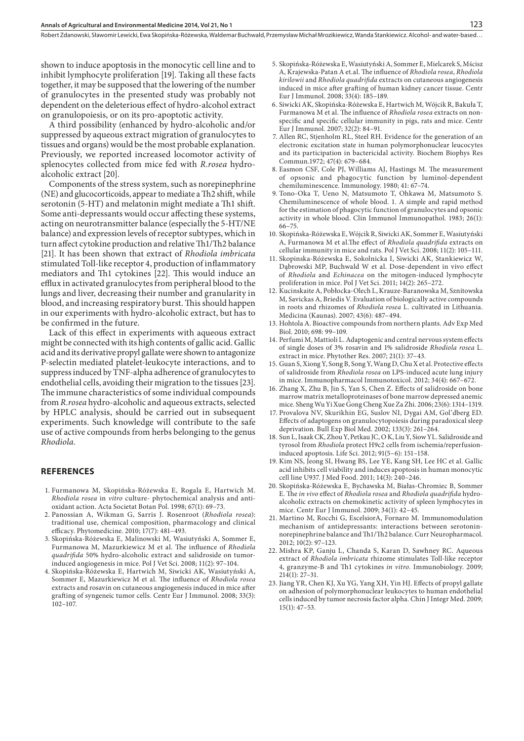shown to induce apoptosis in the monocytic cell line and to inhibit lymphocyte proliferation [19]. Taking all these facts together, it may be supposed that the lowering of the number of granulocytes in the presented study was probably not dependent on the deleterious effect of hydro-alcohol extract on granulopoiesis, or on its pro-apoptotic activity.

A third possibility (enhanced by hydro-alcoholic and/or suppressed by aqueous extract migration of granulocytes to tissues and organs) would be the most probable explanation. Previously, we reported increased locomotor activity of splenocytes collected from mice fed with *R.rosea* hydro-alcoholic extract [20].

Components of the stress system, such as norepinephrine (NE) and glucocorticoids, appear to mediate a Th2 shift, while serotonin (5-HT) and melatonin might mediate a Th1 shift. Some anti-depressants would occur affecting these systems, acting on neurotransmitter balance (especially the 5-HT/NE balance) and expression levels of receptor subtypes, which in turn affect cytokine production and relative Th1/Th2 balance [21]. It has been shown that extract of *Rhodiola imbricata* stimulated Toll-like receptor 4, production of inflammatory mediators and Th1 cytokines [22]. This would induce an efflux in activated granulocytes from peripheral blood to the lungs and liver, decreasing their number and granularity in blood, and increasing respiratory burst. This should happen in our experiments with hydro-alcoholic extract, but has to be confirmed in the future.

Lack of this effect in experiments with aqueous extract might be connected with its high contents of gallic acid. Gallic acid and its derivative propyl gallate were shown to antagonize P-selectin mediated platelet-leukocyte interactions, and to suppress induced by TNF-alpha adherence of granulocytes to endothelial cells, avoiding their migration to the tissues [23]. The immune characteristics of some individual compounds from *R.rosea* hydro-alcoholic and aqueous extracts, selected by HPLC analysis, should be carried out in subsequent experiments. Such knowledge will contribute to the safe use of active compounds from herbs belonging to the genus *Rhodiola*.

## REFERENCES

1. Furmanowa M, Skopińska-Różewska E, Rogala E, Hartwich M. *Rhodiola rosea* in *vitro* culture- phytochemical analysis and antioxidant action. Acta Societat Botan Pol. 1998; 67(1): 69–73.
2. Panossian A, Wikman G, Sarris J. Rosenroot (*Rhodiola rosea*): traditional use, chemical composition, pharmacology and clinical efficacy. Phytomedicine. 2010; 17(7): 481–493.
3. Skopińska-Różewska E, Malinowski M, Wasiutyński A, Sommer E, Furmanowa M, Mazurkiewicz M et al. The influence of *Rhodiola quadrifida* 50% hydro-alcoholic extract and salidroside on tumor-induced angiogenesis in mice. Pol J Vet Sci. 2008; 11(2): 97–104.
4. Skopińska-Różewska E, Hartwich M, Siwicki AK, Wasiutyński A, Sommer E, Mazurkiewicz M et al. The influence of *Rhodiola rosea* extracts and rosavin on cutaneous angiogenesis induced in mice after grafting of syngeneic tumor cells. Centr Eur J Immunol. 2008; 33(3): 102–107.
5. Skopińska-Różewska E, Wasiutyński A, Sommer E, Mielcarek S, Mścisz A, Krajewska-Patan A et.al. The influence of *Rhodiola rosea*, *Rhodiola kirilowii* and *Rhodiola quadrifida* extracts on cutaneous angiogenesis induced in mice after grafting of human kidney cancer tissue. Centr Eur J Immunol. 2008; 33(4): 185–189.
6. Siwicki AK, Skopińska-Różewska E, Hartwich M, Wójcik R, Bakuła T, Furmanowa M et al. The influence of *Rhodiola rosea* extracts on non-specific and specific cellular immunity in pigs, rats and mice. Centr Eur J Immunol. 2007; 32(2): 84–91.
7. Allen RC, Stjenholm RL, Steel RH. Evidence for the generation of an electronic excitation state in human polymorphonuclear leucocytes and its participation in bactericidal activity. Biochem Biophys Res Commun.1972; 47(4): 679–684.
8. Easmon CSF, Cole PJ, Williams AJ, Hastings M. The measurement of opsonic and phagocytic function by luminol-dependent chemiluminescence. Immunology. 1980; 41: 67–74.
9. Tono-Oka T, Ueno N, Matsumoto T, Ohkawa M, Matsumoto S. Chemiluminescence of whole blood. 1. A simple and rapid method for the estimation of phagocytic function of granulocytes and opsonic activity in whole blood. Clin Immunol Immunopathol. 1983; 26(1): 66–75.
10. Skopińska-Różewska E, Wójcik R, Siwicki AK, Sommer E, Wasiutyński A, Furmanowa M et al.The effect of *Rhodiola quadrifida* extracts on cellular immunity in mice and rats. Pol J Vet Sci. 2008; 11(2): 105–111.
11. Skopinska-Różewska E, Sokolnicka I, Siwicki AK, Stankiewicz W, Dąbrowski MP, Buchwald W et al. Dose-dependent in vivo effect of *Rhodiola* and *Echinacea* on the mitogen-induced lymphocyte proliferation in mice. Pol J Vet Sci. 2011; 14(2): 265–272.
12. Kucinskaite A, Pobłocka-Olech L, Krauze-Baranowska M, Sznitowska M, Savickas A, Briedis V. Evaluation of biologically active compounds in roots and rhizomes of *Rhodiola rosea* L. cultivated in Lithuania. Medicina (Kaunas). 2007; 43(6): 487–494.
13. Hohtola A. Bioactive compounds from northern plants. Adv Exp Med Biol. 2010; 698: 99–109.
14. Perfumi M, Mattioli L. Adaptogenic and central nervous system effects of single doses of 3% rosavin and 1% salidroside *Rhodiola rosea* L. extract in mice. Phytother Res. 2007; 21(1): 37–43.
15. Guan S, Xiong Y, Song B, Song Y, Wang D, Chu X et al. Protective effects of salidroside from *Rhodiola rosea* on LPS-induced acute lung injury in mice. Immunopharmacol Immunotoxicol. 2012; 34(4): 667–672.
16. Zhang X, Zhu B, Jin S, Yan S, Chen Z. Effects of salidroside on bone marrow matrix metalloproteinases of bone marrow depressed anemic mice. Sheng Wu Yi Xue Gong Cheng Xue Za Zhi. 2006; 23(6): 1314–1319.
17. Provalova NV, Skurikhin EG, Suslov NI, Dygai AM, Gol'dberg ED. Effects of adaptogens on granulocytopoiesis during paradoxical sleep deprivation. Bull Exp Biol Med. 2002; 133(3): 261–264.
18. Sun L, Isaak CK, Zhou Y, Petkau JC, O K, Liu Y, Siow YL. Salidroside and tyrosol from *Rhodiola* protect H9c2 cells from ischemia/reperfusion-induced apoptosis. Life Sci. 2012; 91(5–6): 151–158.
19. Kim NS, Jeong SI, Hwang BS, Lee YE, Kang SH, Lee HC et al. Gallic acid inhibits cell viability and induces apoptosis in human monocytic cell line U937. J Med Food. 2011; 14(3): 240–246.
20. Skopińska-Różewska E, Bychawska M, Białas-Chromiec B, Sommer E. The *in vivo* effect of *Rhodiola rosea* and *Rhodiola quadrifida* hydro-alcoholic extracts on chemokinetic activity of spleen lymphocytes in mice. Centr Eur J Immunol. 2009; 34(1): 42–45.
21. Martino M, Rocchi G, EscelsiorA, Fornaro M. Immunomodulation mechanism of antidepressants: interactions between serotonin-norepinephrine balance and Th1/Th2 balance. Curr Neuropharmacol. 2012; 10(2): 97–123.
22. Mishra KP, Ganju L, Chanda S, Karan D, Sawhney RC. Aqueous extract of *Rhodiola imbricata* rhizome stimulates Toll-like receptor 4, granzyme-B and Th1 cytokines *in vitro*. Immunobiology. 2009; 214(1): 27–31.
23. Jiang YR, Chen KJ, Xu YG, Yang XH, Yin HJ. Effects of propyl gallate on adhesion of polymorphonuclear leukocytes to human endothelial cells induced by tumor necrosis factor alpha. Chin J Integr Med. 2009; 15(1): 47–53.